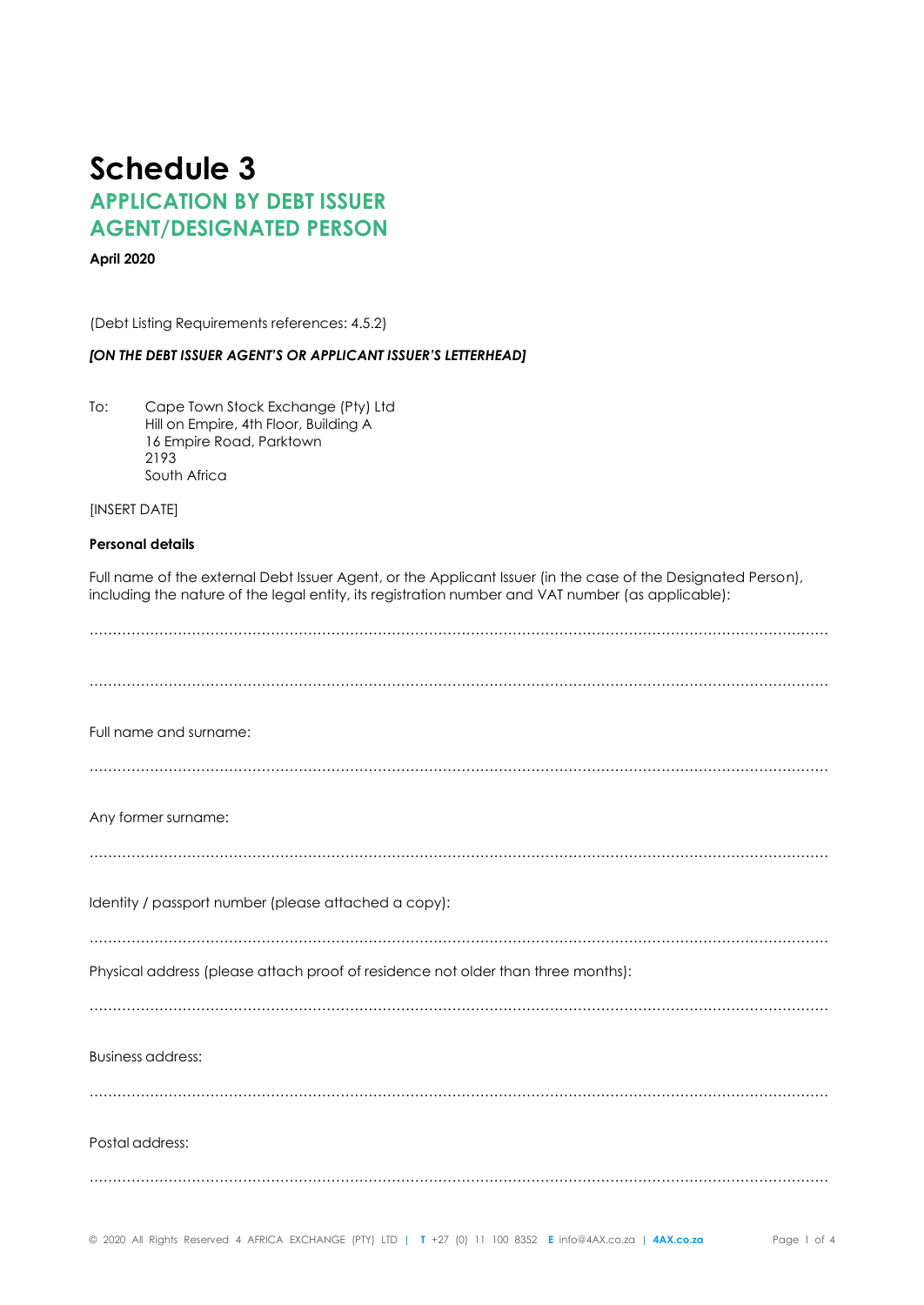# Schedule 3

## APPLICATION BY DEBT ISSUER AGENT/DESIGNATED PERSON

**April 2020**

(Debt Listing Requirements references: 4.5.2)

***[ON THE DEBT ISSUER AGENT'S OR APPLICANT ISSUER'S LETTERHEAD]***

To: Cape Town Stock Exchange (Pty) Ltd
Hill on Empire, 4th Floor, Building A
16 Empire Road, Parktown
2193
South Africa

[INSERT DATE]

**Personal details**

Full name of the external Debt Issuer Agent, or the Applicant Issuer (in the case of the Designated Person), including the nature of the legal entity, its registration number and VAT number (as applicable):

……………………………………………………………………………………………………………………………………………

……………………………………………………………………………………………………………………………………………

Full name and surname:

……………………………………………………………………………………………………………………………………………

Any former surname:

……………………………………………………………………………………………………………………………………………

Identity / passport number (please attached a copy):

……………………………………………………………………………………………………………………………………………

Physical address (please attach proof of residence not older than three months):

……………………………………………………………………………………………………………………………………………

Business address:

……………………………………………………………………………………………………………………………………………

Postal address:

……………………………………………………………………………………………………………………………………………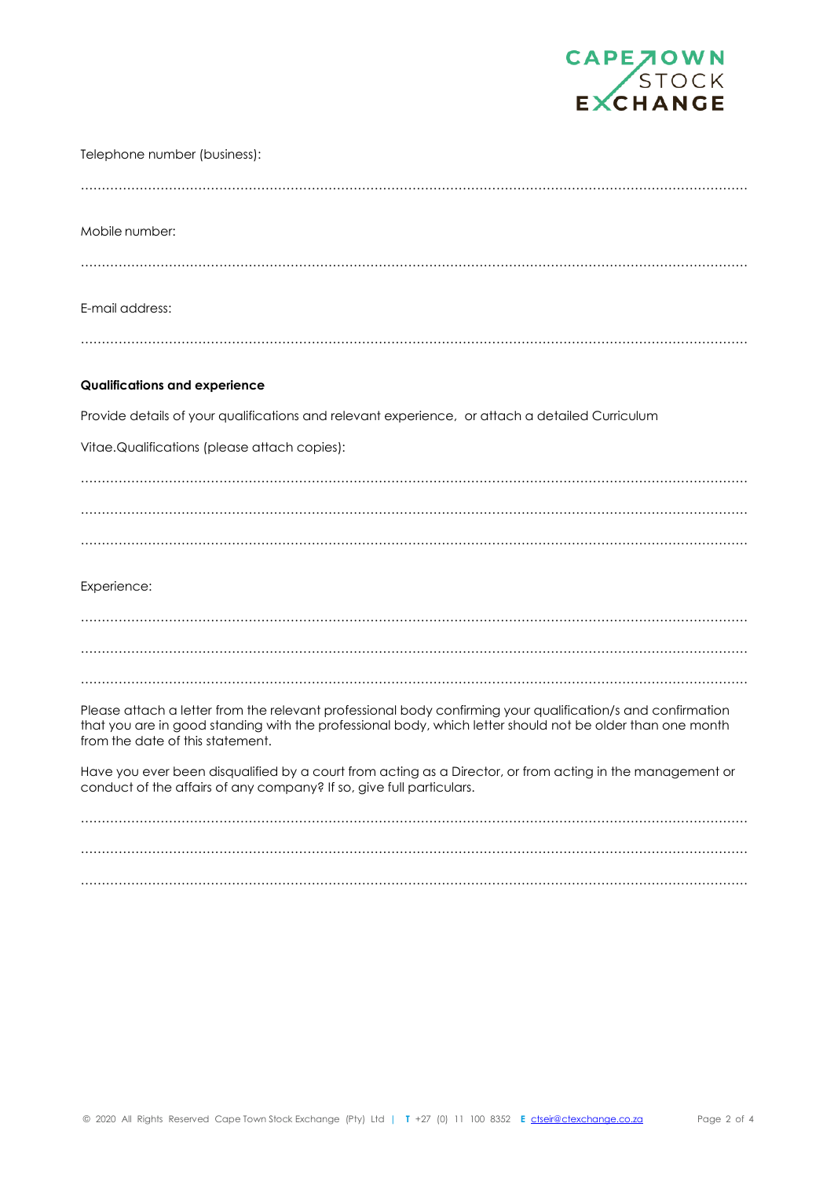Telephone number (business):

.........................................................................................................................................................

Mobile number:

.........................................................................................................................................................

E-mail address:

.........................................................................................................................................................

**Qualifications and experience**

Provide details of your qualifications and relevant experience, or attach a detailed Curriculum

Vitae.Qualifications (please attach copies):

.........................................................................................................................................................

.........................................................................................................................................................

.........................................................................................................................................................

Experience:

.........................................................................................................................................................

.........................................................................................................................................................

.........................................................................................................................................................

Please attach a letter from the relevant professional body confirming your qualification/s and confirmation that you are in good standing with the professional body, which letter should not be older than one month from the date of this statement.

Have you ever been disqualified by a court from acting as a Director, or from acting in the management or conduct of the affairs of any company? If so, give full particulars.

.........................................................................................................................................................

.........................................................................................................................................................

.........................................................................................................................................................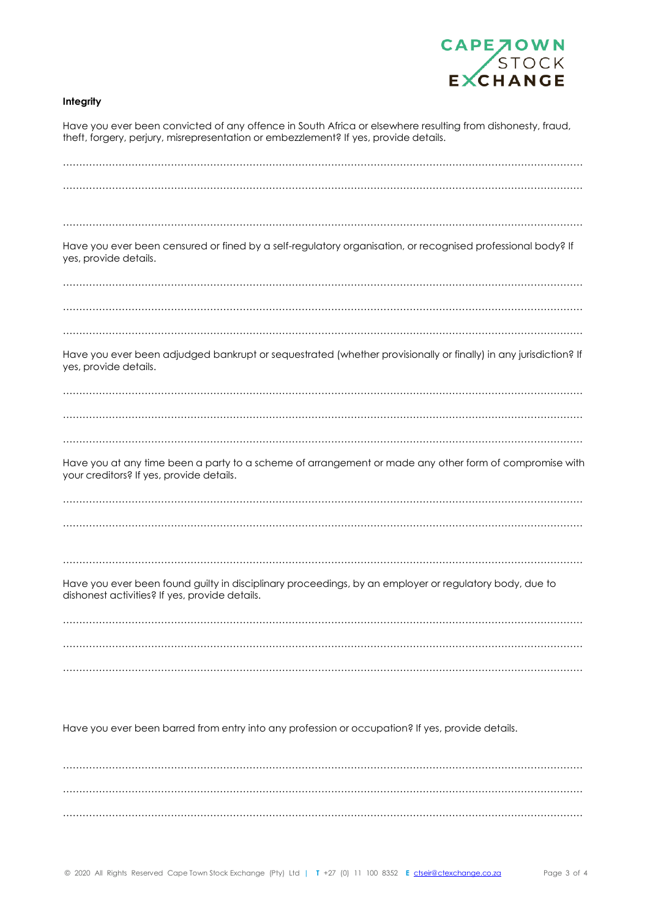**Integrity**

Have you ever been convicted of any offence in South Africa or elsewhere resulting from dishonesty, fraud, theft, forgery, perjury, misrepresentation or embezzlement? If yes, provide details.

…………………………………………………………………………………………………………………………………………

…………………………………………………………………………………………………………………………………………

…………………………………………………………………………………………………………………………………………

Have you ever been censured or fined by a self-regulatory organisation, or recognised professional body? If yes, provide details.

…………………………………………………………………………………………………………………………………………

…………………………………………………………………………………………………………………………………………

…………………………………………………………………………………………………………………………………………

Have you ever been adjudged bankrupt or sequestrated (whether provisionally or finally) in any jurisdiction? If yes, provide details.

…………………………………………………………………………………………………………………………………………

…………………………………………………………………………………………………………………………………………

…………………………………………………………………………………………………………………………………………

Have you at any time been a party to a scheme of arrangement or made any other form of compromise with your creditors? If yes, provide details.

…………………………………………………………………………………………………………………………………………

…………………………………………………………………………………………………………………………………………

…………………………………………………………………………………………………………………………………………

Have you ever been found guilty in disciplinary proceedings, by an employer or regulatory body, due to dishonest activities? If yes, provide details.

…………………………………………………………………………………………………………………………………………

…………………………………………………………………………………………………………………………………………

…………………………………………………………………………………………………………………………………………

Have you ever been barred from entry into any profession or occupation? If yes, provide details.

…………………………………………………………………………………………………………………………………………

…………………………………………………………………………………………………………………………………………

…………………………………………………………………………………………………………………………………………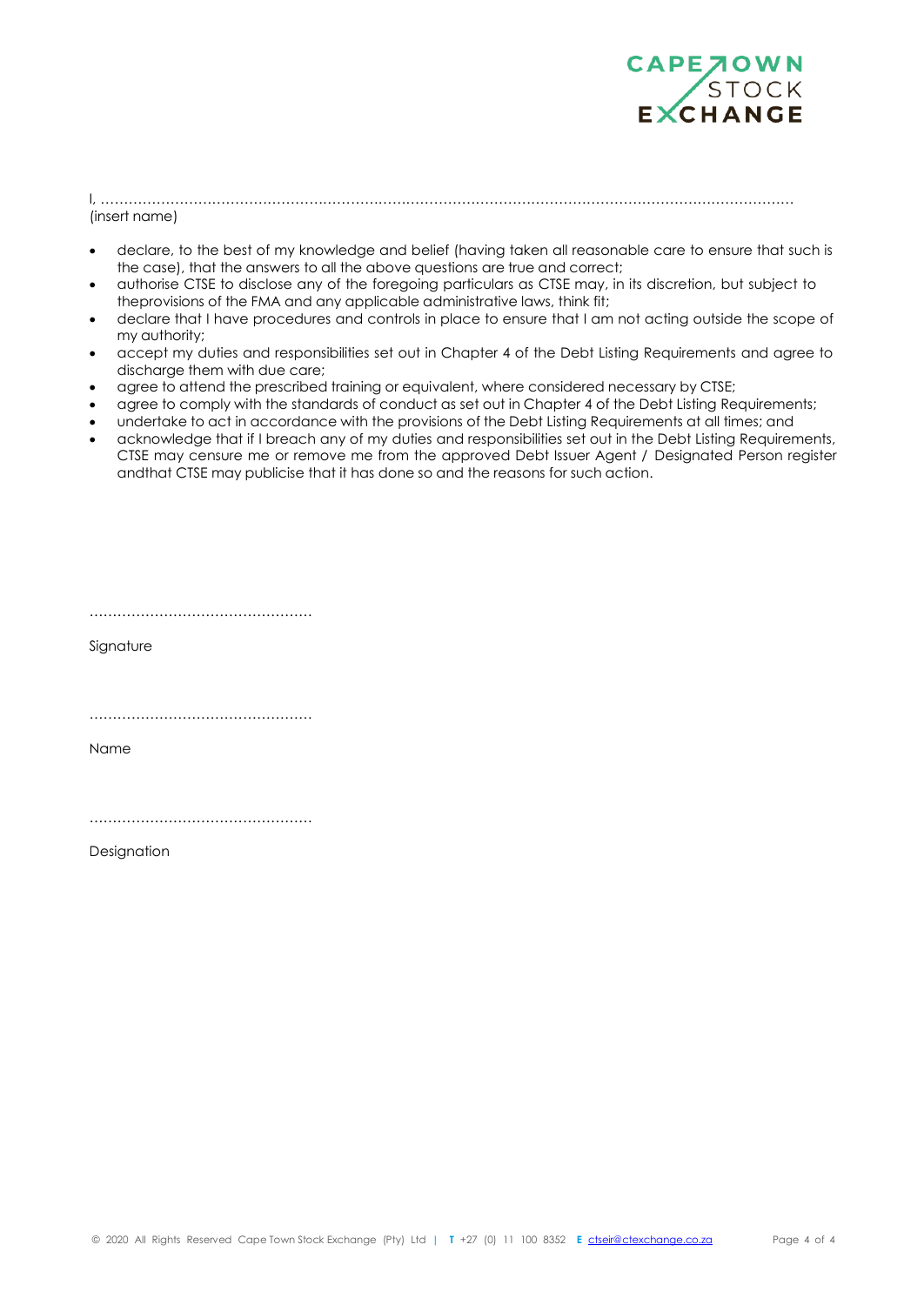I, ……………………………………………………………………………………………………………………………………
(insert name)

- declare, to the best of my knowledge and belief (having taken all reasonable care to ensure that such is the case), that the answers to all the above questions are true and correct;
- authorise CTSE to disclose any of the foregoing particulars as CTSE may, in its discretion, but subject to theprovisions of the FMA and any applicable administrative laws, think fit;
- declare that I have procedures and controls in place to ensure that I am not acting outside the scope of my authority;
- accept my duties and responsibilities set out in Chapter 4 of the Debt Listing Requirements and agree to discharge them with due care;
- agree to attend the prescribed training or equivalent, where considered necessary by CTSE;
- agree to comply with the standards of conduct as set out in Chapter 4 of the Debt Listing Requirements;
- undertake to act in accordance with the provisions of the Debt Listing Requirements at all times; and
- acknowledge that if I breach any of my duties and responsibilities set out in the Debt Listing Requirements, CTSE may censure me or remove me from the approved Debt Issuer Agent / Designated Person register andthat CTSE may publicise that it has done so and the reasons for such action.

…………………………………………

Signature

…………………………………………

Name

…………………………………………

Designation